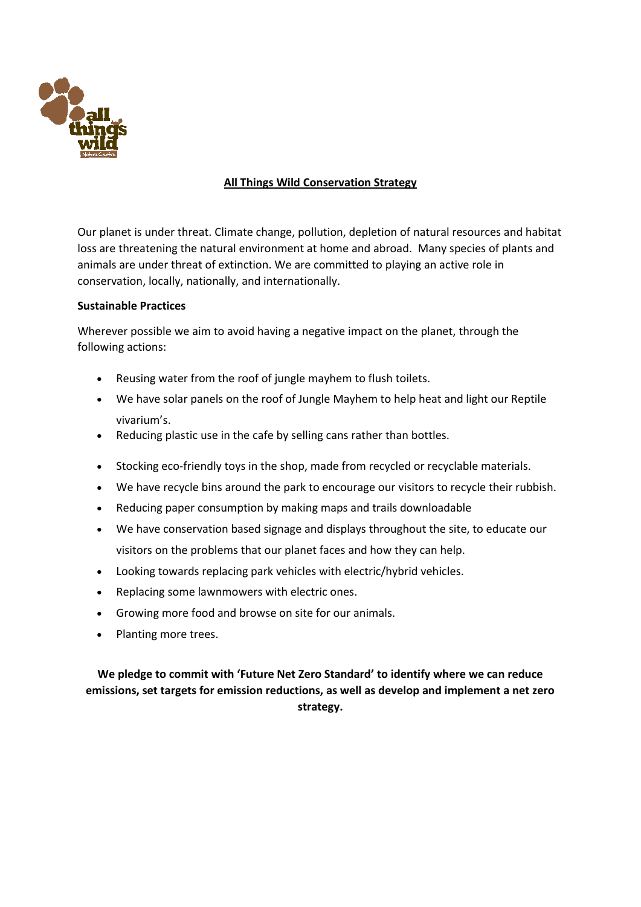# All Things Wild Conservation Strategy

Our planet is under threat. Climate change, pollution, depletion of natural resources and habitat loss are threatening the natural environment at home and abroad. Many species of plants and animals are under threat of extinction. We are committed to playing an active role in conservation, locally, nationally, and internationally.

**Sustainable Practices**

Wherever possible we aim to avoid having a negative impact on the planet, through the following actions:

- Reusing water from the roof of jungle mayhem to flush toilets.
- We have solar panels on the roof of Jungle Mayhem to help heat and light our Reptile vivarium's.
- Reducing plastic use in the cafe by selling cans rather than bottles.
- Stocking eco-friendly toys in the shop, made from recycled or recyclable materials.
- We have recycle bins around the park to encourage our visitors to recycle their rubbish.
- Reducing paper consumption by making maps and trails downloadable
- We have conservation based signage and displays throughout the site, to educate our visitors on the problems that our planet faces and how they can help.
- Looking towards replacing park vehicles with electric/hybrid vehicles.
- Replacing some lawnmowers with electric ones.
- Growing more food and browse on site for our animals.
- Planting more trees.

**We pledge to commit with 'Future Net Zero Standard' to identify where we can reduce emissions, set targets for emission reductions, as well as develop and implement a net zero strategy.**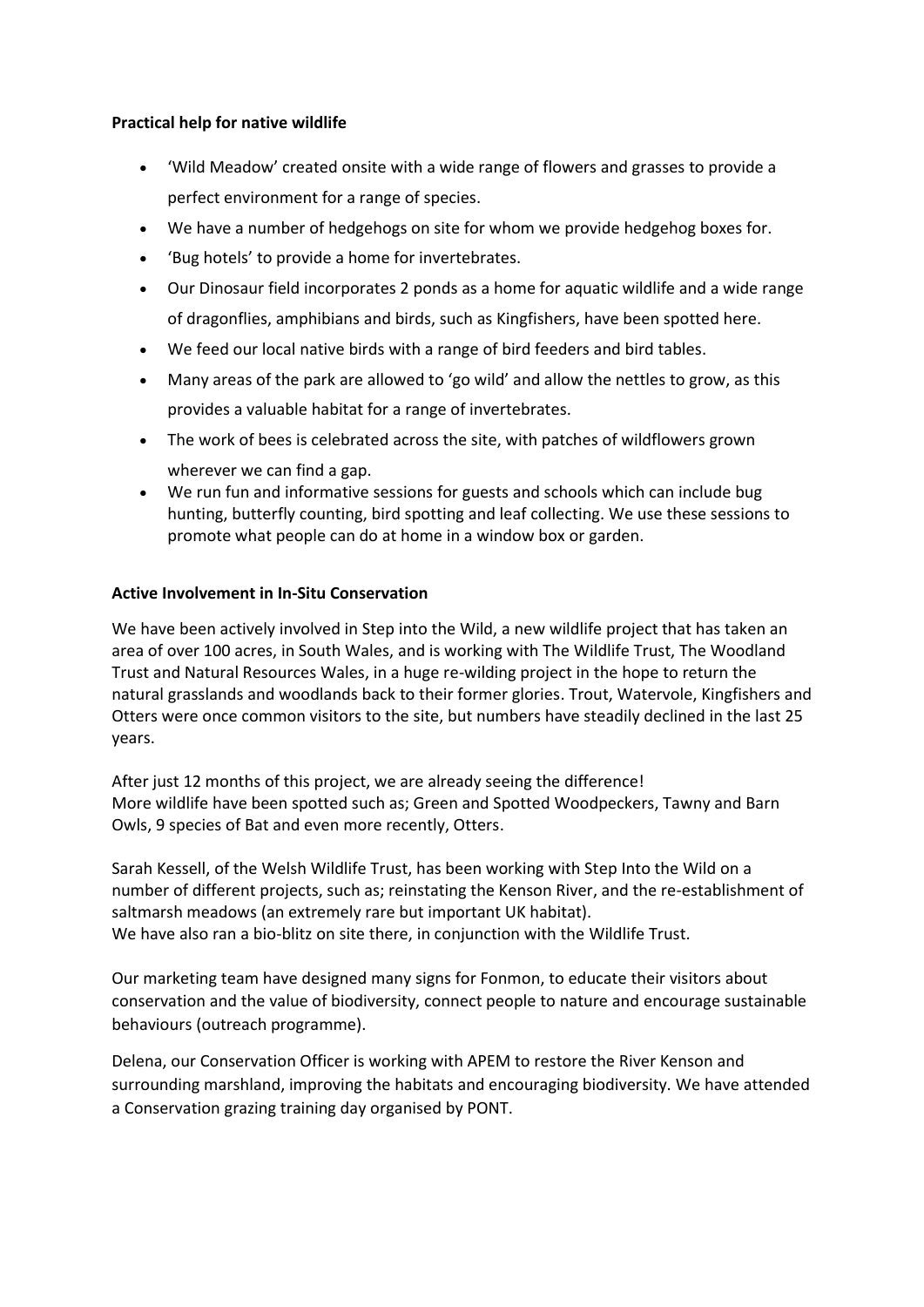**Practical help for native wildlife**

- 'Wild Meadow' created onsite with a wide range of flowers and grasses to provide a perfect environment for a range of species.
- We have a number of hedgehogs on site for whom we provide hedgehog boxes for.
- 'Bug hotels' to provide a home for invertebrates.
- Our Dinosaur field incorporates 2 ponds as a home for aquatic wildlife and a wide range of dragonflies, amphibians and birds, such as Kingfishers, have been spotted here.
- We feed our local native birds with a range of bird feeders and bird tables.
- Many areas of the park are allowed to 'go wild' and allow the nettles to grow, as this provides a valuable habitat for a range of invertebrates.
- The work of bees is celebrated across the site, with patches of wildflowers grown wherever we can find a gap.
- We run fun and informative sessions for guests and schools which can include bug hunting, butterfly counting, bird spotting and leaf collecting. We use these sessions to promote what people can do at home in a window box or garden.

**Active Involvement in In-Situ Conservation**

We have been actively involved in Step into the Wild, a new wildlife project that has taken an area of over 100 acres, in South Wales, and is working with The Wildlife Trust, The Woodland Trust and Natural Resources Wales, in a huge re-wilding project in the hope to return the natural grasslands and woodlands back to their former glories. Trout, Watervole, Kingfishers and Otters were once common visitors to the site, but numbers have steadily declined in the last 25 years.

After just 12 months of this project, we are already seeing the difference!
More wildlife have been spotted such as; Green and Spotted Woodpeckers, Tawny and Barn Owls, 9 species of Bat and even more recently, Otters.

Sarah Kessell, of the Welsh Wildlife Trust, has been working with Step Into the Wild on a number of different projects, such as; reinstating the Kenson River, and the re-establishment of saltmarsh meadows (an extremely rare but important UK habitat).
We have also ran a bio-blitz on site there, in conjunction with the Wildlife Trust.

Our marketing team have designed many signs for Fonmon, to educate their visitors about conservation and the value of biodiversity, connect people to nature and encourage sustainable behaviours (outreach programme).

Delena, our Conservation Officer is working with APEM to restore the River Kenson and surrounding marshland, improving the habitats and encouraging biodiversity. We have attended a Conservation grazing training day organised by PONT.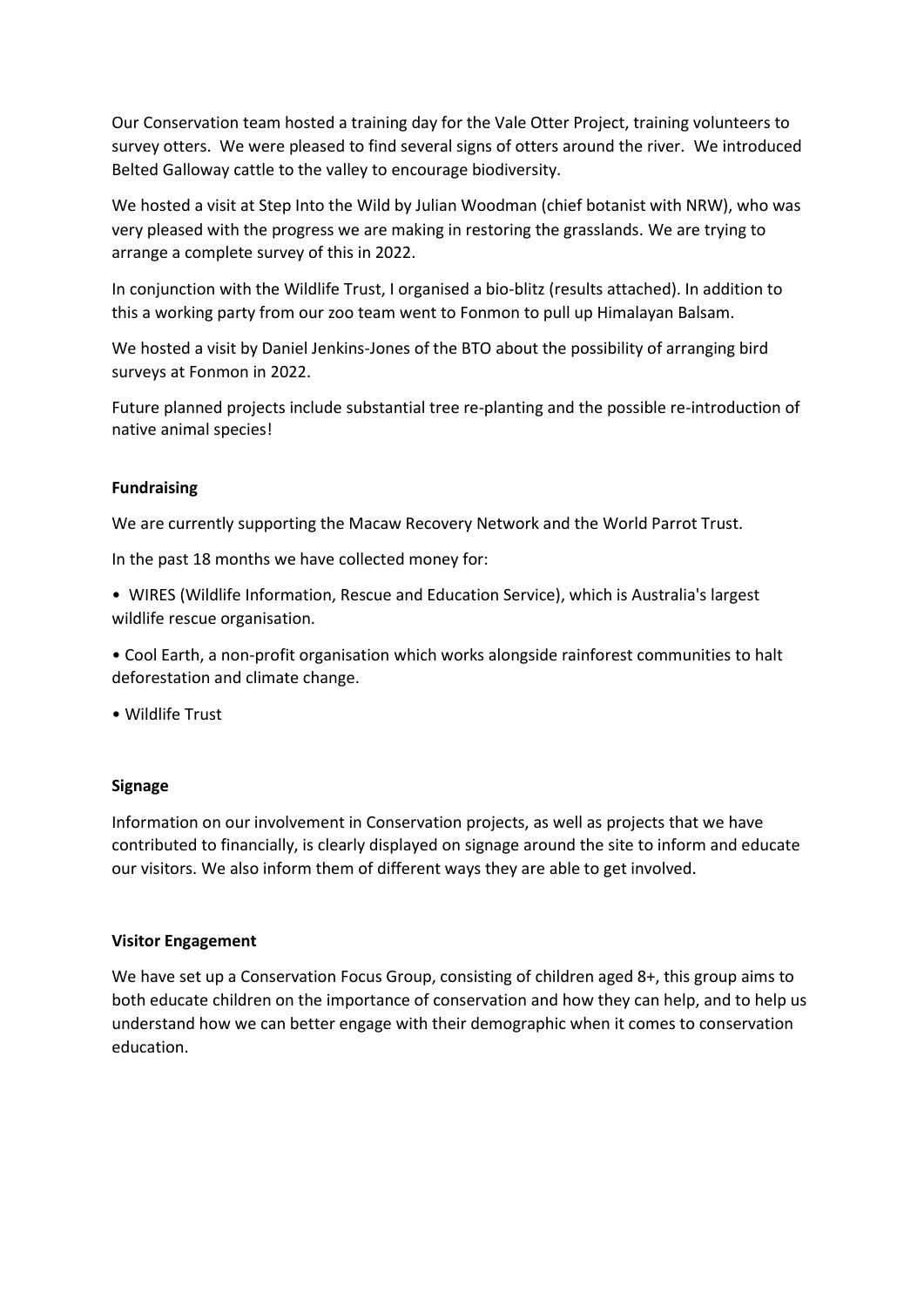Our Conservation team hosted a training day for the Vale Otter Project, training volunteers to survey otters. We were pleased to find several signs of otters around the river. We introduced Belted Galloway cattle to the valley to encourage biodiversity.

We hosted a visit at Step Into the Wild by Julian Woodman (chief botanist with NRW), who was very pleased with the progress we are making in restoring the grasslands. We are trying to arrange a complete survey of this in 2022.

In conjunction with the Wildlife Trust, I organised a bio-blitz (results attached). In addition to this a working party from our zoo team went to Fonmon to pull up Himalayan Balsam.

We hosted a visit by Daniel Jenkins-Jones of the BTO about the possibility of arranging bird surveys at Fonmon in 2022.

Future planned projects include substantial tree re-planting and the possible re-introduction of native animal species!

**Fundraising**

We are currently supporting the Macaw Recovery Network and the World Parrot Trust.

In the past 18 months we have collected money for:

- WIRES (Wildlife Information, Rescue and Education Service), which is Australia's largest wildlife rescue organisation.
- Cool Earth, a non-profit organisation which works alongside rainforest communities to halt deforestation and climate change.
- Wildlife Trust

**Signage**

Information on our involvement in Conservation projects, as well as projects that we have contributed to financially, is clearly displayed on signage around the site to inform and educate our visitors. We also inform them of different ways they are able to get involved.

**Visitor Engagement**

We have set up a Conservation Focus Group, consisting of children aged 8+, this group aims to both educate children on the importance of conservation and how they can help, and to help us understand how we can better engage with their demographic when it comes to conservation education.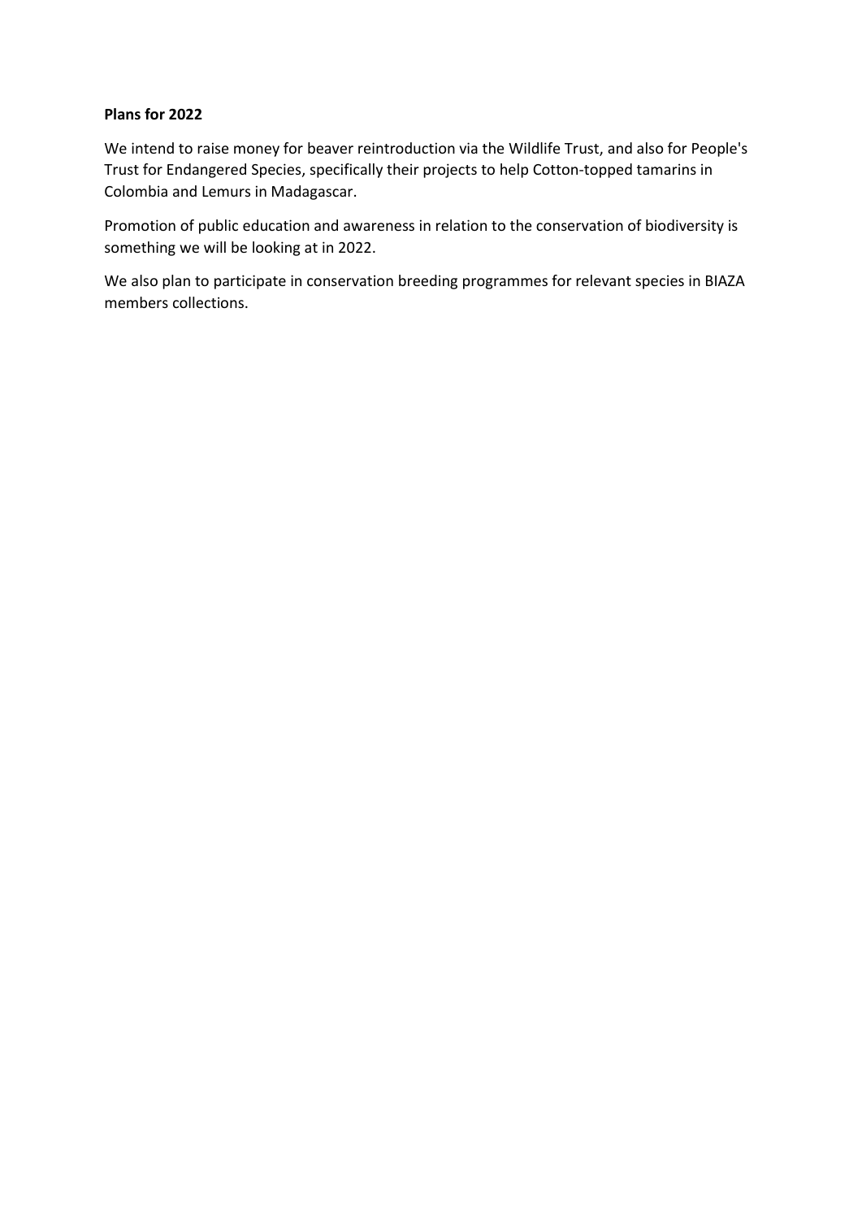**Plans for 2022**

We intend to raise money for beaver reintroduction via the Wildlife Trust, and also for People's Trust for Endangered Species, specifically their projects to help Cotton-topped tamarins in Colombia and Lemurs in Madagascar.

Promotion of public education and awareness in relation to the conservation of biodiversity is something we will be looking at in 2022.

We also plan to participate in conservation breeding programmes for relevant species in BIAZA members collections.